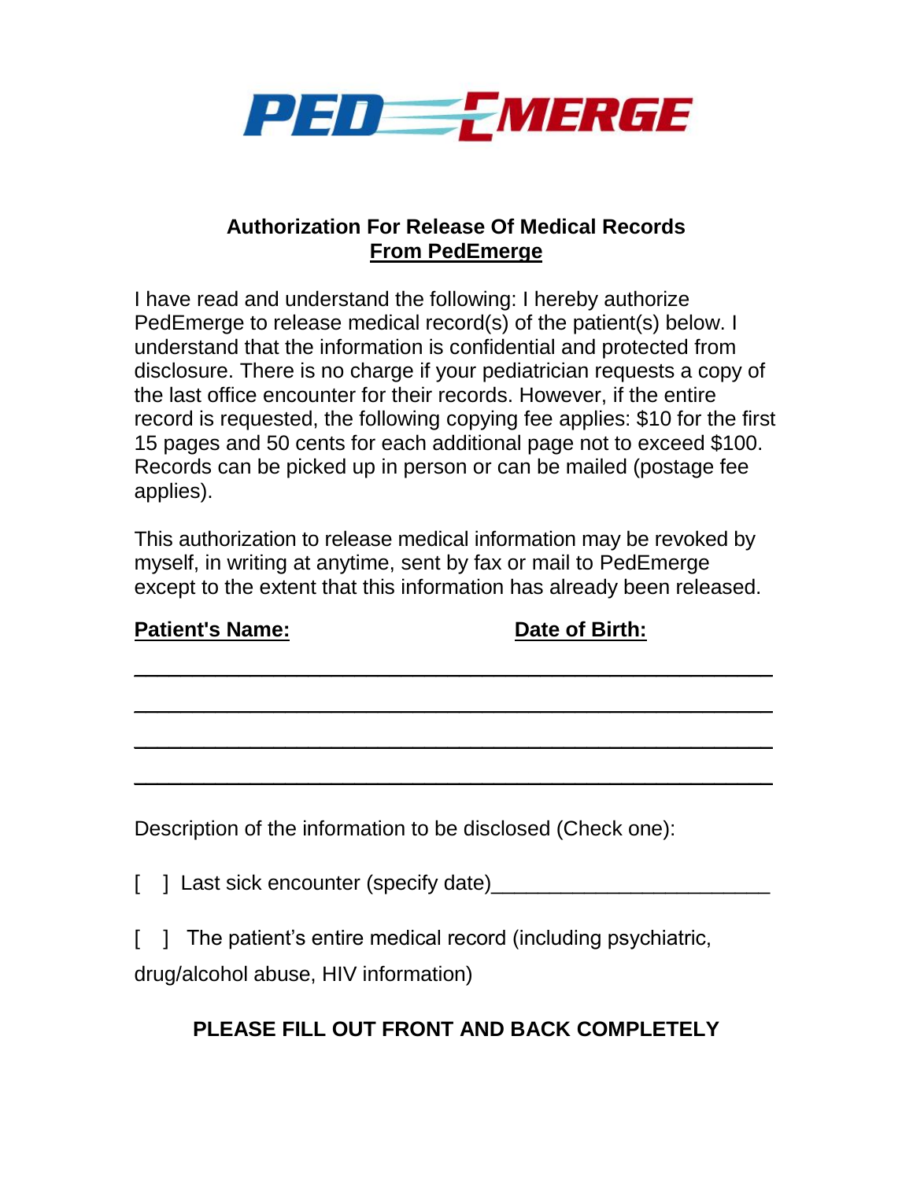PED EMERGE

## Authorization For Release Of Medical Records
## From PedEmerge

I have read and understand the following: I hereby authorize PedEmerge to release medical record(s) of the patient(s) below. I understand that the information is confidential and protected from disclosure. There is no charge if your pediatrician requests a copy of the last office encounter for their records. However, if the entire record is requested, the following copying fee applies: $10 for the first 15 pages and 50 cents for each additional page not to exceed $100. Records can be picked up in person or can be mailed (postage fee applies).

This authorization to release medical information may be revoked by myself, in writing at anytime, sent by fax or mail to PedEmerge except to the extent that this information has already been released.

**Patient's Name:** **Date of Birth:**

_______________________________________________

_______________________________________________

_______________________________________________

_______________________________________________

Description of the information to be disclosed (Check one):

[ ] Last sick encounter (specify date)________________________

[ ] The patient's entire medical record (including psychiatric, drug/alcohol abuse, HIV information)

**PLEASE FILL OUT FRONT AND BACK COMPLETELY**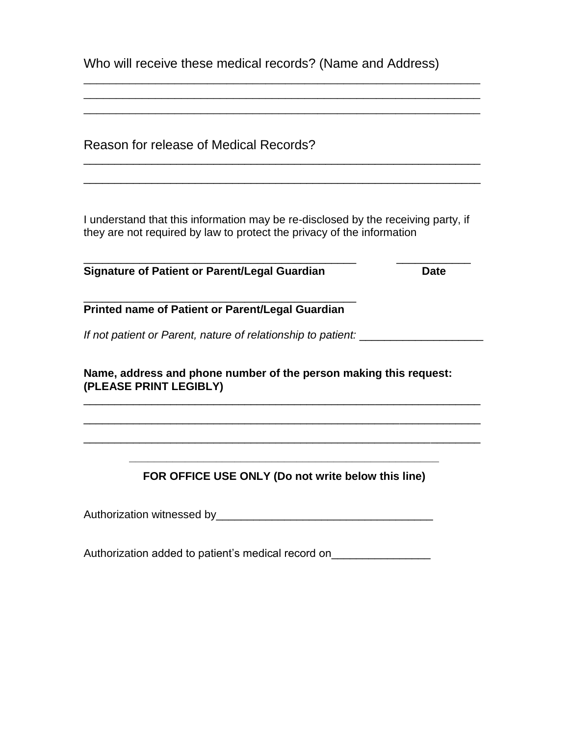Who will receive these medical records? (Name and Address)

______________________________________________________________
______________________________________________________________
______________________________________________________________

Reason for release of Medical Records?

______________________________________________________________
______________________________________________________________

I understand that this information may be re-disclosed by the receiving party, if they are not required by law to protect the privacy of the information

___________________________________________ ____________
**Signature of Patient or Parent/Legal Guardian Date**

___________________________________________
**Printed name of Patient or Parent/Legal Guardian**

*If not patient or Parent, nature of relationship to patient:* ____________________

**Name, address and phone number of the person making this request: (PLEASE PRINT LEGIBLY)**

______________________________________________________________
______________________________________________________________
______________________________________________________________

---

**FOR OFFICE USE ONLY (Do not write below this line)**

Authorization witnessed by__________________________________

Authorization added to patient's medical record on________________